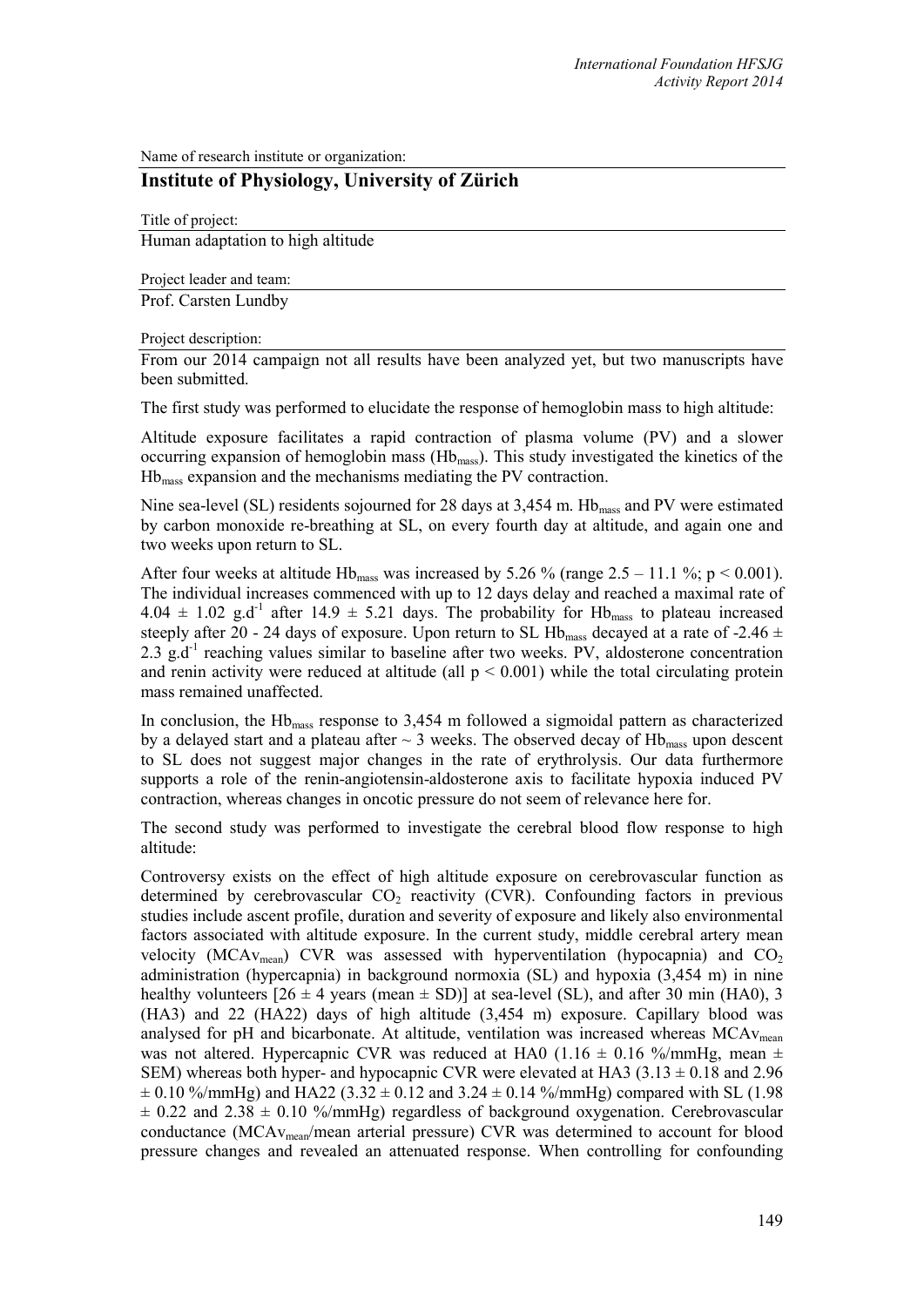Name of research institute or organization:

## Institute of Physiology, University of Zürich

Title of project:

Human adaptation to high altitude

Project leader and team:

Prof. Carsten Lundby

Project description:

From our 2014 campaign not all results have been analyzed yet, but two manuscripts have been submitted.

The first study was performed to elucidate the response of hemoglobin mass to high altitude:

Altitude exposure facilitates a rapid contraction of plasma volume (PV) and a slower occurring expansion of hemoglobin mass ($Hb_{mass}$). This study investigated the kinetics of the $Hb_{mass}$ expansion and the mechanisms mediating the PV contraction.

Nine sea-level (SL) residents sojourned for 28 days at 3,454 m. $Hb_{mass}$ and PV were estimated by carbon monoxide re-breathing at SL, on every fourth day at altitude, and again one and two weeks upon return to SL.

After four weeks at altitude $Hb_{mass}$ was increased by 5.26 % (range 2.5 – 11.1 %; $p < 0.001$). The individual increases commenced with up to 12 days delay and reached a maximal rate of $4.04 \pm 1.02$ g.d$^{-1}$ after $14.9 \pm 5.21$ days. The probability for $Hb_{mass}$ to plateau increased steeply after 20 - 24 days of exposure. Upon return to SL $Hb_{mass}$ decayed at a rate of $-2.46 \pm 2.3$ g.d$^{-1}$ reaching values similar to baseline after two weeks. PV, aldosterone concentration and renin activity were reduced at altitude (all $p < 0.001$) while the total circulating protein mass remained unaffected.

In conclusion, the $Hb_{mass}$ response to 3,454 m followed a sigmoidal pattern as characterized by a delayed start and a plateau after ~ 3 weeks. The observed decay of $Hb_{mass}$ upon descent to SL does not suggest major changes in the rate of erythrolysis. Our data furthermore supports a role of the renin-angiotensin-aldosterone axis to facilitate hypoxia induced PV contraction, whereas changes in oncotic pressure do not seem of relevance here for.

The second study was performed to investigate the cerebral blood flow response to high altitude:

Controversy exists on the effect of high altitude exposure on cerebrovascular function as determined by cerebrovascular $CO_2$ reactivity (CVR). Confounding factors in previous studies include ascent profile, duration and severity of exposure and likely also environmental factors associated with altitude exposure. In the current study, middle cerebral artery mean velocity ($MCAv_{mean}$) CVR was assessed with hyperventilation (hypocapnia) and $CO_2$ administration (hypercapnia) in background normoxia (SL) and hypoxia (3,454 m) in nine healthy volunteers [$26 \pm 4$ years (mean ± SD)] at sea-level (SL), and after 30 min (HA0), 3 (HA3) and 22 (HA22) days of high altitude (3,454 m) exposure. Capillary blood was analysed for pH and bicarbonate. At altitude, ventilation was increased whereas $MCAv_{mean}$ was not altered. Hypercapnic CVR was reduced at HA0 ($1.16 \pm 0.16$ %/mmHg, mean ± SEM) whereas both hyper- and hypocapnic CVR were elevated at HA3 ($3.13 \pm 0.18$ and $2.96 \pm 0.10$ %/mmHg) and HA22 ($3.32 \pm 0.12$ and $3.24 \pm 0.14$ %/mmHg) compared with SL ($1.98 \pm 0.22$ and $2.38 \pm 0.10$ %/mmHg) regardless of background oxygenation. Cerebrovascular conductance ($MCAv_{mean}$/mean arterial pressure) CVR was determined to account for blood pressure changes and revealed an attenuated response. When controlling for confounding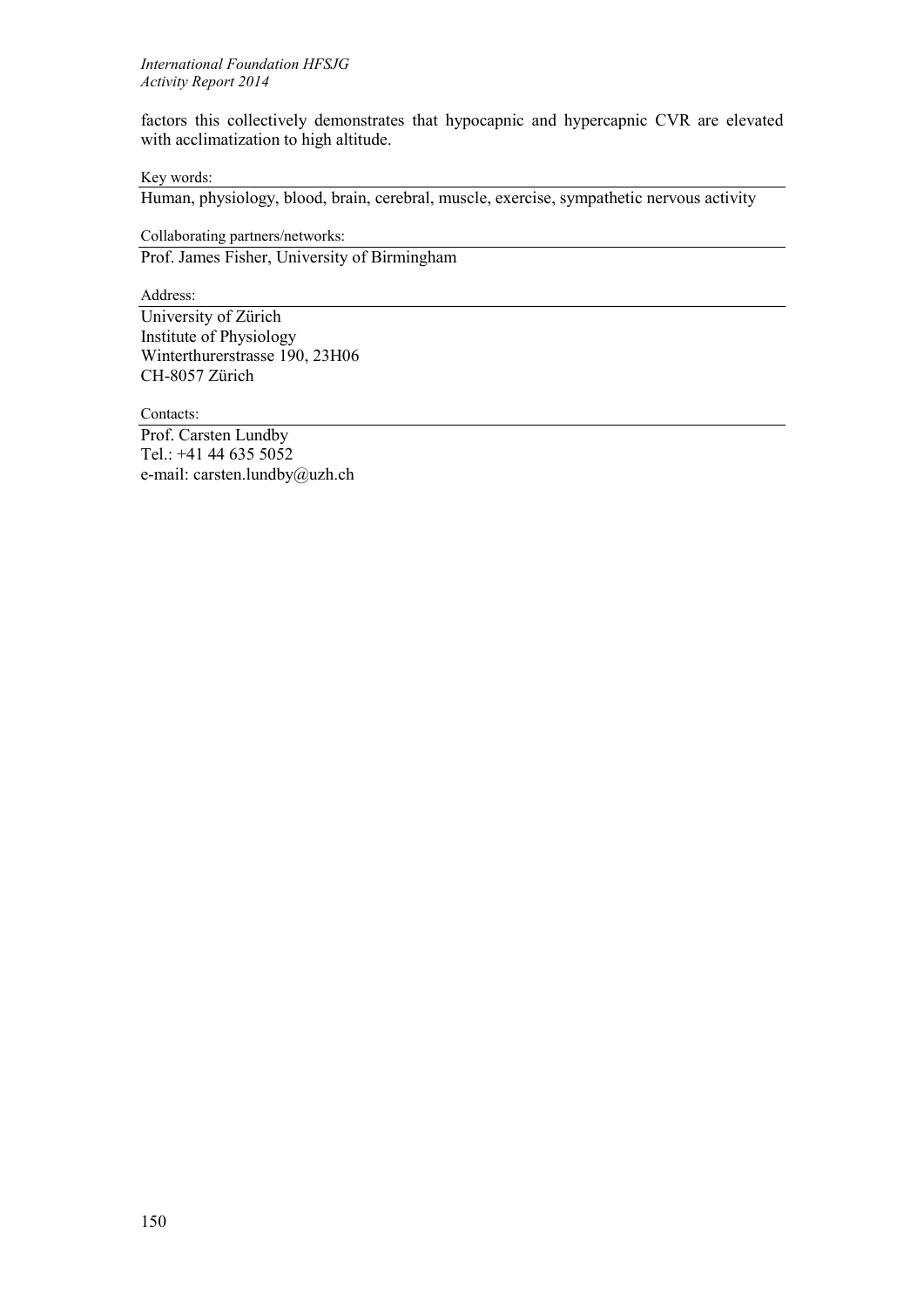factors this collectively demonstrates that hypocapnic and hypercapnic CVR are elevated with acclimatization to high altitude.

Key words:

Human, physiology, blood, brain, cerebral, muscle, exercise, sympathetic nervous activity

Collaborating partners/networks:

Prof. James Fisher, University of Birmingham

Address:

University of Zürich
Institute of Physiology
Winterthurerstrasse 190, 23H06
CH-8057 Zürich

Contacts:

Prof. Carsten Lundby
Tel.: +41 44 635 5052
e-mail: carsten.lundby@uzh.ch